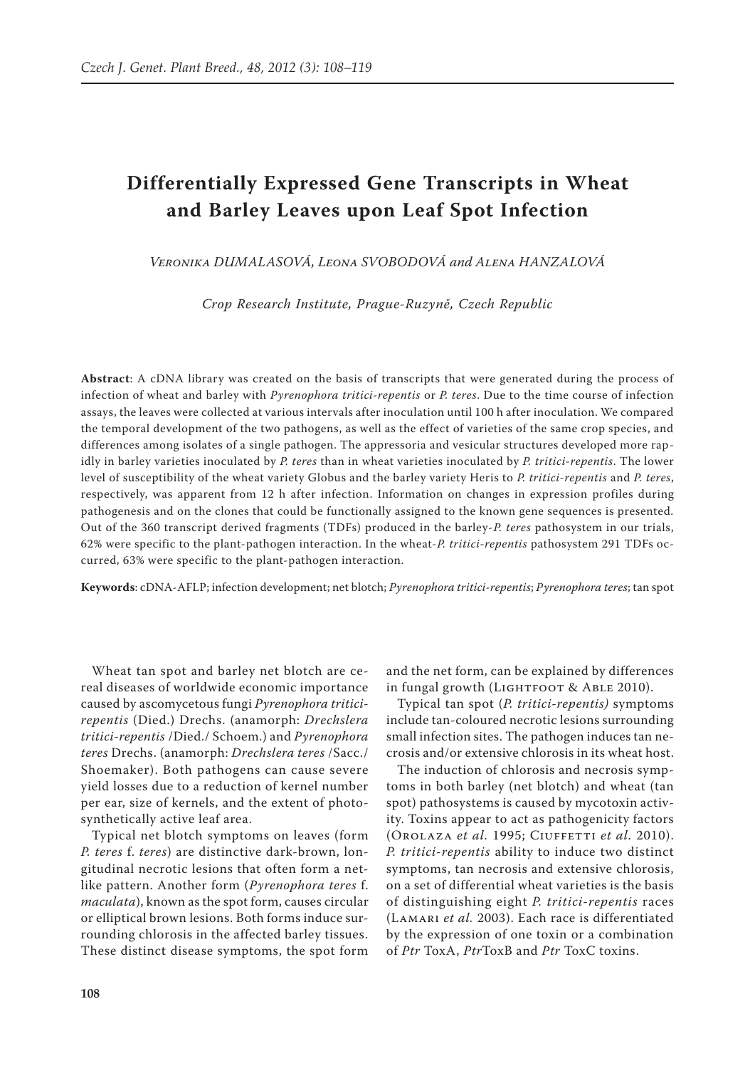# Differentially Expressed Gene Transcripts in Wheat and Barley Leaves upon Leaf Spot Infection

Veronika DUMALASOVÁ, Leona SVOBODOVÁ and Alena HANZALOVÁ

*Crop Research Institute, Prague-Ruzyně, Czech Republic*

**Abstract**: A cDNA library was created on the basis of transcripts that were generated during the process of infection of wheat and barley with *Pyrenophora tritici-repentis* or *P. teres*. Due to the time course of infection assays, the leaves were collected at various intervals after inoculation until 100 h after inoculation. We compared the temporal development of the two pathogens, as well as the effect of varieties of the same crop species, and differences among isolates of a single pathogen. The appressoria and vesicular structures developed more rapidly in barley varieties inoculated by *P. teres* than in wheat varieties inoculated by *P. tritici-repentis*. The lower level of susceptibility of the wheat variety Globus and the barley variety Heris to *P. tritici-repentis* and *P. teres*, respectively, was apparent from 12 h after infection. Information on changes in expression profiles during pathogenesis and on the clones that could be functionally assigned to the known gene sequences is presented. Out of the 360 transcript derived fragments (TDFs) produced in the barley-*P. teres* pathosystem in our trials, 62% were specific to the plant-pathogen interaction. In the wheat-*P. tritici-repentis* pathosystem 291 TDFs occurred, 63% were specific to the plant-pathogen interaction.

**Keywords**: cDNA-AFLP; infection development; net blotch; *Pyrenophora tritici-repentis*; *Pyrenophora teres*; tan spot

Wheat tan spot and barley net blotch are cereal diseases of worldwide economic importance caused by ascomycetous fungi *Pyrenophora tritici-repentis* (Died.) Drechs. (anamorph: *Drechslera tritici-repentis* /Died./ Schoem.) and *Pyrenophora teres* Drechs. (anamorph: *Drechslera teres* /Sacc./ Shoemaker). Both pathogens can cause severe yield losses due to a reduction of kernel number per ear, size of kernels, and the extent of photosynthetically active leaf area.

Typical net blotch symptoms on leaves (form *P. teres* f. *teres*) are distinctive dark-brown, longitudinal necrotic lesions that often form a net-like pattern. Another form (*Pyrenophora teres* f. *maculata*), known as the spot form, causes circular or elliptical brown lesions. Both forms induce surrounding chlorosis in the affected barley tissues. These distinct disease symptoms, the spot form and the net form, can be explained by differences in fungal growth (Lightfoot & Able 2010).

Typical tan spot (*P. tritici-repentis)* symptoms include tan-coloured necrotic lesions surrounding small infection sites. The pathogen induces tan necrosis and/or extensive chlorosis in its wheat host.

The induction of chlorosis and necrosis symptoms in both barley (net blotch) and wheat (tan spot) pathosystems is caused by mycotoxin activity. Toxins appear to act as pathogenicity factors (Orolaza *et al.* 1995; Ciuffetti *et al.* 2010). *P. tritici-repentis* ability to induce two distinct symptoms, tan necrosis and extensive chlorosis, on a set of differential wheat varieties is the basis of distinguishing eight *P. tritici-repentis* races (Lamari *et al.* 2003). Each race is differentiated by the expression of one toxin or a combination of *Ptr* ToxA, *Ptr*ToxB and *Ptr* ToxC toxins.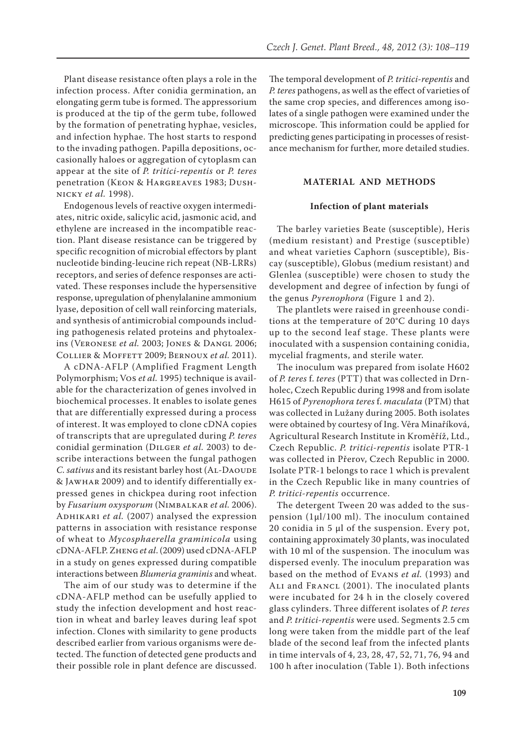Plant disease resistance often plays a role in the infection process. After conidia germination, an elongating germ tube is formed. The appressorium is produced at the tip of the germ tube, followed by the formation of penetrating hyphae, vesicles, and infection hyphae. The host starts to respond to the invading pathogen. Papilla depositions, occasionally haloes or aggregation of cytoplasm can appear at the site of *P. tritici-repentis* or *P. teres* penetration (Keon & Hargreaves 1983; Dushnicky *et al.* 1998).

Endogenous levels of reactive oxygen intermediates, nitric oxide, salicylic acid, jasmonic acid, and ethylene are increased in the incompatible reaction. Plant disease resistance can be triggered by specific recognition of microbial effectors by plant nucleotide binding-leucine rich repeat (NB-LRRs) receptors, and series of defence responses are activated. These responses include the hypersensitive response, upregulation of phenylalanine ammonium lyase, deposition of cell wall reinforcing materials, and synthesis of antimicrobial compounds including pathogenesis related proteins and phytoalexins (Veronese *et al.* 2003; Jones & Dangl 2006; Collier & Moffett 2009; Bernoux *et al.* 2011).

A cDNA-AFLP (Amplified Fragment Length Polymorphism; Vos *et al.* 1995) technique is available for the characterization of genes involved in biochemical processes. It enables to isolate genes that are differentially expressed during a process of interest. It was employed to clone cDNA copies of transcripts that are upregulated during *P. teres* conidial germination (Dilger *et al.* 2003) to describe interactions between the fungal pathogen *C. sativus* and its resistant barley host (Al-Daoude & Jawhar 2009) and to identify differentially expressed genes in chickpea during root infection by *Fusarium oxysporum* (Nimbalkar *et al.* 2006). Adhikari *et al.* (2007) analysed the expression patterns in association with resistance response of wheat to *Mycosphaerella graminicola* using cDNA-AFLP. Zheng *et al.* (2009) used cDNA-AFLP in a study on genes expressed during compatible interactions between *Blumeria graminis* and wheat.

The aim of our study was to determine if the cDNA-AFLP method can be usefully applied to study the infection development and host reaction in wheat and barley leaves during leaf spot infection. Clones with similarity to gene products described earlier from various organisms were detected. The function of detected gene products and their possible role in plant defence are discussed. The temporal development of *P. tritici-repentis* and *P. teres* pathogens, as well as the effect of varieties of the same crop species, and differences among isolates of a single pathogen were examined under the microscope. This information could be applied for predicting genes participating in processes of resistance mechanism for further, more detailed studies.

## MATERIAL AND METHODS

### Infection of plant materials

The barley varieties Beate (susceptible), Heris (medium resistant) and Prestige (susceptible) and wheat varieties Caphorn (susceptible), Biscay (susceptible), Globus (medium resistant) and Glenlea (susceptible) were chosen to study the development and degree of infection by fungi of the genus *Pyrenophora* (Figure 1 and 2).

The plantlets were raised in greenhouse conditions at the temperature of 20°C during 10 days up to the second leaf stage. These plants were inoculated with a suspension containing conidia, mycelial fragments, and sterile water.

The inoculum was prepared from isolate H602 of *P. teres* f. *teres* (PTT) that was collected in Drnholec, Czech Republic during 1998 and from isolate H615 of *Pyrenophora teres* f. *maculata* (PTM) that was collected in Lužany during 2005. Both isolates were obtained by courtesy of Ing. Věra Minaříková, Agricultural Research Institute in Kroměříž, Ltd., Czech Republic. *P. tritici-repentis* isolate PTR-1 was collected in Přerov, Czech Republic in 2000. Isolate PTR-1 belongs to race 1 which is prevalent in the Czech Republic like in many countries of *P. tritici-repentis* occurrence.

The detergent Tween 20 was added to the suspension (1μl/100 ml). The inoculum contained 20 conidia in 5 μl of the suspension. Every pot, containing approximately 30 plants, was inoculated with 10 ml of the suspension. The inoculum was dispersed evenly. The inoculum preparation was based on the method of Evans *et al.* (1993) and Ali and Francl (2001). The inoculated plants were incubated for 24 h in the closely covered glass cylinders. Three different isolates of *P. teres* and *P. tritici-repentis* were used. Segments 2.5 cm long were taken from the middle part of the leaf blade of the second leaf from the infected plants in time intervals of 4, 23, 28, 47, 52, 71, 76, 94 and 100 h after inoculation (Table 1). Both infections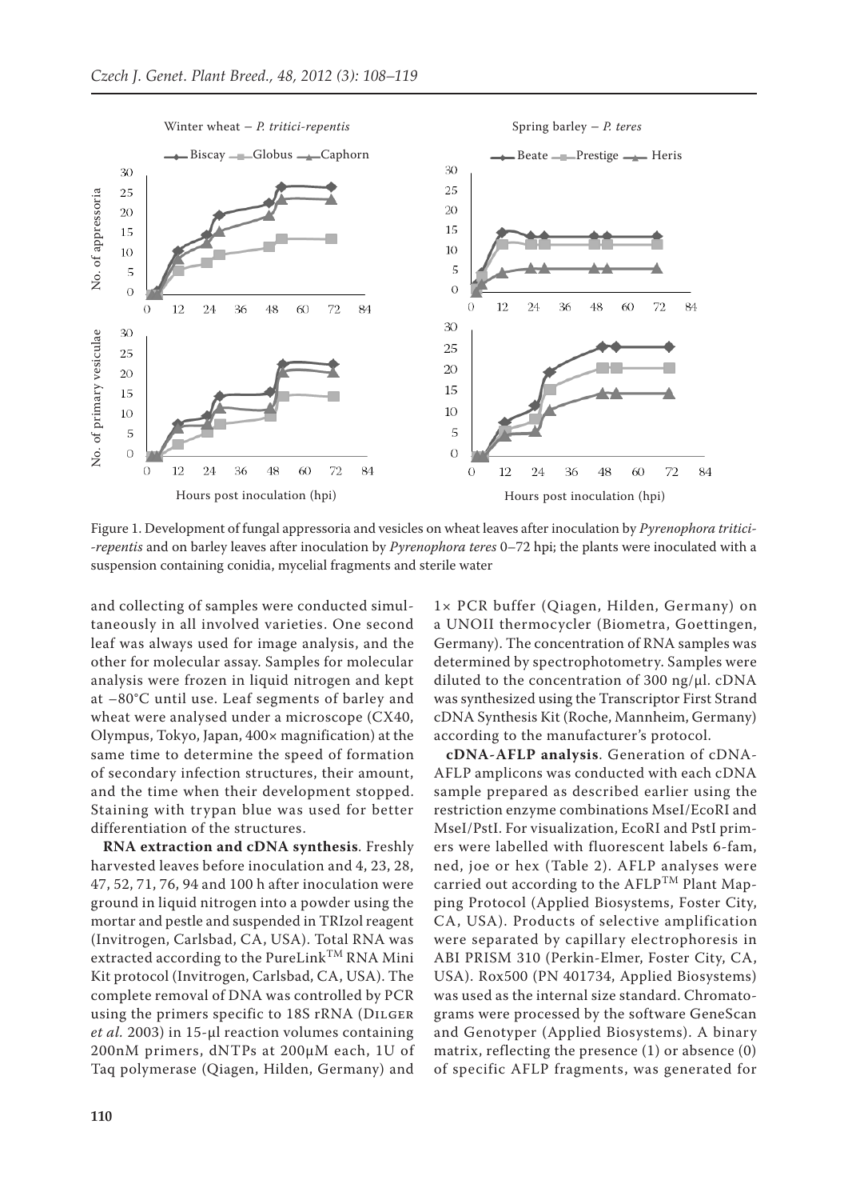Figure 1. Development of fungal appressoria and vesicles on wheat leaves after inoculation by *Pyrenophora tritici-repentis* and on barley leaves after inoculation by *Pyrenophora teres* 0–72 hpi; the plants were inoculated with a suspension containing conidia, mycelial fragments and sterile water

and collecting of samples were conducted simultaneously in all involved varieties. One second leaf was always used for image analysis, and the other for molecular assay. Samples for molecular analysis were frozen in liquid nitrogen and kept at −80°C until use. Leaf segments of barley and wheat were analysed under a microscope (CX40, Olympus, Tokyo, Japan, 400× magnification) at the same time to determine the speed of formation of secondary infection structures, their amount, and the time when their development stopped. Staining with trypan blue was used for better differentiation of the structures.

**RNA extraction and cDNA synthesis**. Freshly harvested leaves before inoculation and 4, 23, 28, 47, 52, 71, 76, 94 and 100 h after inoculation were ground in liquid nitrogen into a powder using the mortar and pestle and suspended in TRIzol reagent (Invitrogen, Carlsbad, CA, USA). Total RNA was extracted according to the PureLink™ RNA Mini Kit protocol (Invitrogen, Carlsbad, CA, USA). The complete removal of DNA was controlled by PCR using the primers specific to 18S rRNA (Dilger *et al.* 2003) in 15-μl reaction volumes containing 200nM primers, dNTPs at 200μM each, 1U of Taq polymerase (Qiagen, Hilden, Germany) and 1× PCR buffer (Qiagen, Hilden, Germany) on a UNOII thermocycler (Biometra, Goettingen, Germany). The concentration of RNA samples was determined by spectrophotometry. Samples were diluted to the concentration of 300 ng/μl. cDNA was synthesized using the Transcriptor First Strand cDNA Synthesis Kit (Roche, Mannheim, Germany) according to the manufacturer's protocol.

**cDNA-AFLP analysis**. Generation of cDNA-AFLP amplicons was conducted with each cDNA sample prepared as described earlier using the restriction enzyme combinations MseI/EcoRI and MseI/PstI. For visualization, EcoRI and PstI primers were labelled with fluorescent labels 6-fam, ned, joe or hex (Table 2). AFLP analyses were carried out according to the AFLP™ Plant Mapping Protocol (Applied Biosystems, Foster City, CA, USA). Products of selective amplification were separated by capillary electrophoresis in ABI PRISM 310 (Perkin-Elmer, Foster City, CA, USA). Rox500 (PN 401734, Applied Biosystems) was used as the internal size standard. Chromatograms were processed by the software GeneScan and Genotyper (Applied Biosystems). A binary matrix, reflecting the presence (1) or absence (0) of specific AFLP fragments, was generated for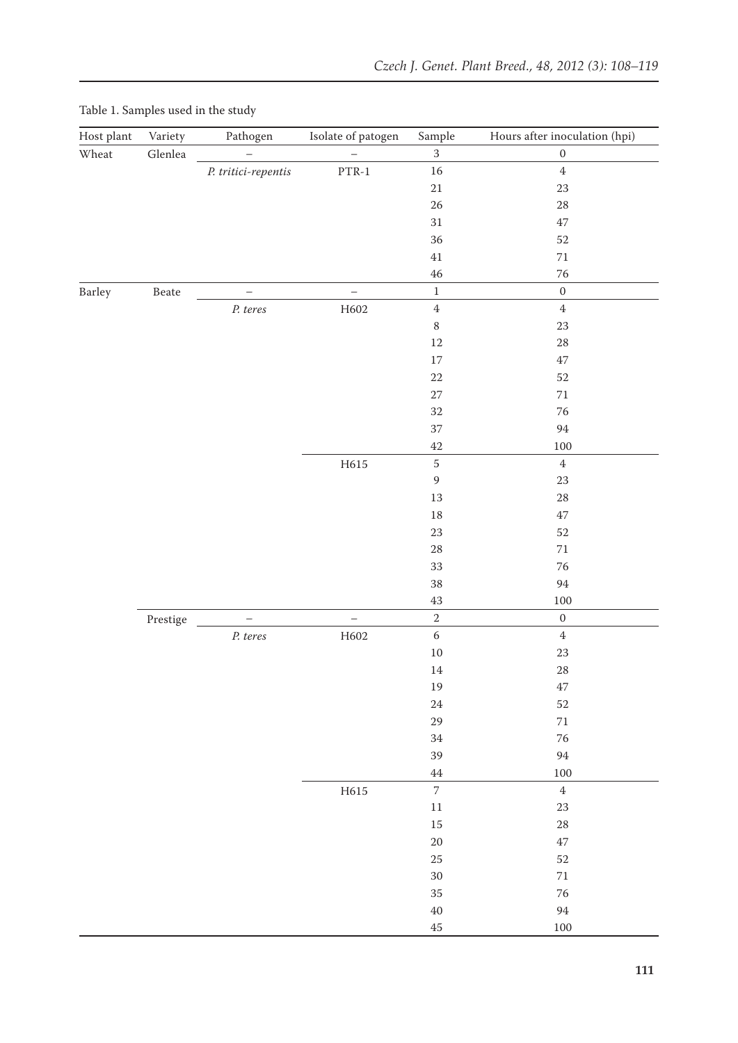Table 1. Samples used in the study

| Host plant | Variety | Pathogen | Isolate of patogen | Sample | Hours after inoculation (hpi) |
|---|---|---|---|---|---|
| Wheat | Glenlea | – | – | 3 | 0 |
| | | *P. tritici-repentis* | PTR-1 | 16 | 4 |
| | | | | 21 | 23 |
| | | | | 26 | 28 |
| | | | | 31 | 47 |
| | | | | 36 | 52 |
| | | | | 41 | 71 |
| | | | | 46 | 76 |
| Barley | Beate | – | – | 1 | 0 |
| | | *P. teres* | H602 | 4 | 4 |
| | | | | 8 | 23 |
| | | | | 12 | 28 |
| | | | | 17 | 47 |
| | | | | 22 | 52 |
| | | | | 27 | 71 |
| | | | | 32 | 76 |
| | | | | 37 | 94 |
| | | | | 42 | 100 |
| | | | H615 | 5 | 4 |
| | | | | 9 | 23 |
| | | | | 13 | 28 |
| | | | | 18 | 47 |
| | | | | 23 | 52 |
| | | | | 28 | 71 |
| | | | | 33 | 76 |
| | | | | 38 | 94 |
| | | | | 43 | 100 |
| | Prestige | – | – | 2 | 0 |
| | | *P. teres* | H602 | 6 | 4 |
| | | | | 10 | 23 |
| | | | | 14 | 28 |
| | | | | 19 | 47 |
| | | | | 24 | 52 |
| | | | | 29 | 71 |
| | | | | 34 | 76 |
| | | | | 39 | 94 |
| | | | | 44 | 100 |
| | | | H615 | 7 | 4 |
| | | | | 11 | 23 |
| | | | | 15 | 28 |
| | | | | 20 | 47 |
| | | | | 25 | 52 |
| | | | | 30 | 71 |
| | | | | 35 | 76 |
| | | | | 40 | 94 |
| | | | | 45 | 100 |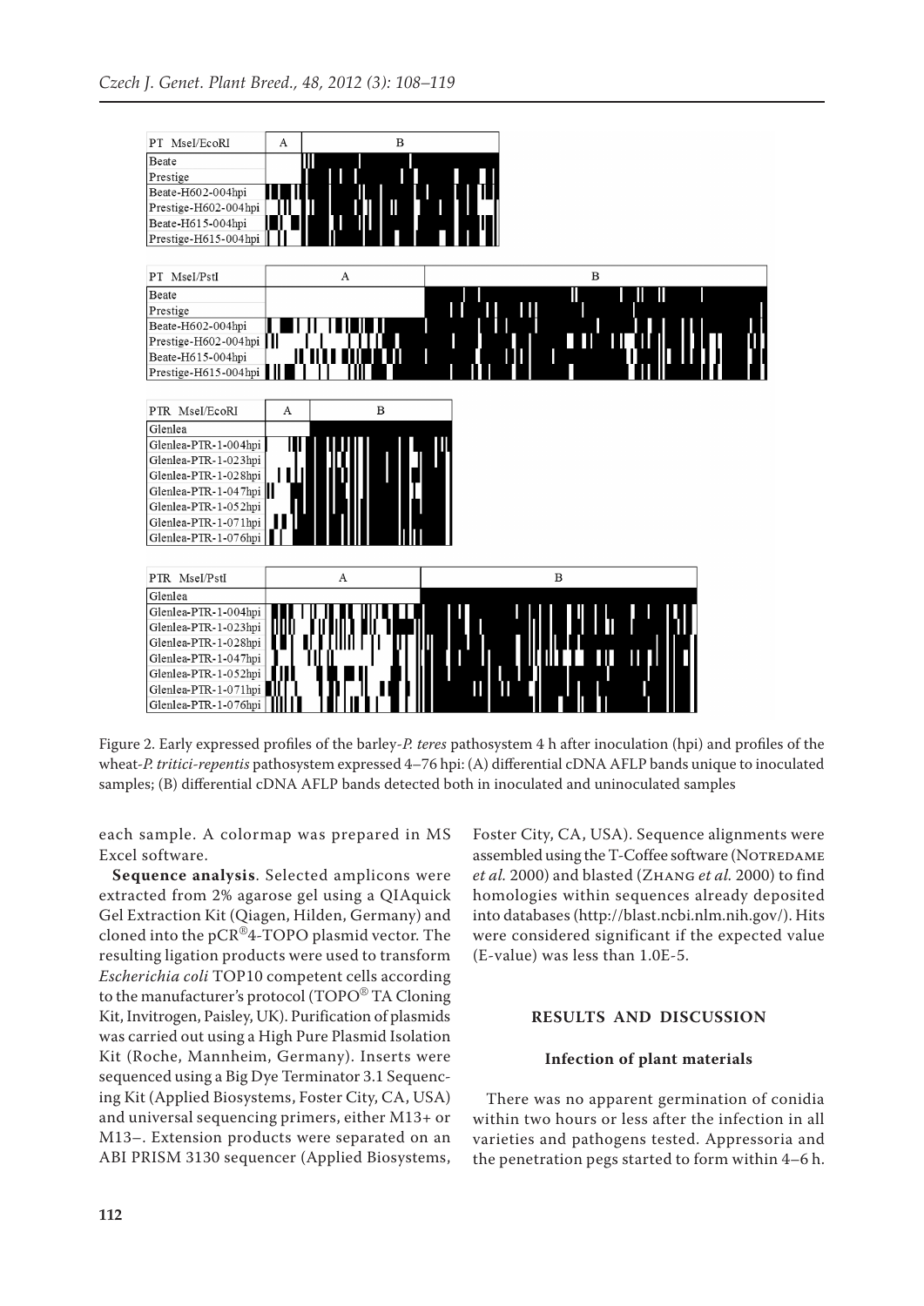Figure 2. Early expressed profiles of the barley-*P. teres* pathosystem 4 h after inoculation (hpi) and profiles of the wheat-*P. tritici-repentis* pathosystem expressed 4–76 hpi: (A) differential cDNA AFLP bands unique to inoculated samples; (B) differential cDNA AFLP bands detected both in inoculated and uninoculated samples

each sample. A colormap was prepared in MS Excel software.

**Sequence analysis**. Selected amplicons were extracted from 2% agarose gel using a QIAquick Gel Extraction Kit (Qiagen, Hilden, Germany) and cloned into the pCR®4-TOPO plasmid vector. The resulting ligation products were used to transform *Escherichia coli* TOP10 competent cells according to the manufacturer's protocol (TOPO® TA Cloning Kit, Invitrogen, Paisley, UK). Purification of plasmids was carried out using a High Pure Plasmid Isolation Kit (Roche, Mannheim, Germany). Inserts were sequenced using a Big Dye Terminator 3.1 Sequencing Kit (Applied Biosystems, Foster City, CA, USA) and universal sequencing primers, either M13+ or M13–. Extension products were separated on an ABI PRISM 3130 sequencer (Applied Biosystems, Foster City, CA, USA). Sequence alignments were assembled using the T-Coffee software (Notredame *et al.* 2000) and blasted (Zhang *et al.* 2000) to find homologies within sequences already deposited into databases (http://blast.ncbi.nlm.nih.gov/). Hits were considered significant if the expected value (E-value) was less than 1.0E-5.

## RESULTS AND DISCUSSION

### Infection of plant materials

There was no apparent germination of conidia within two hours or less after the infection in all varieties and pathogens tested. Appressoria and the penetration pegs started to form within 4–6 h.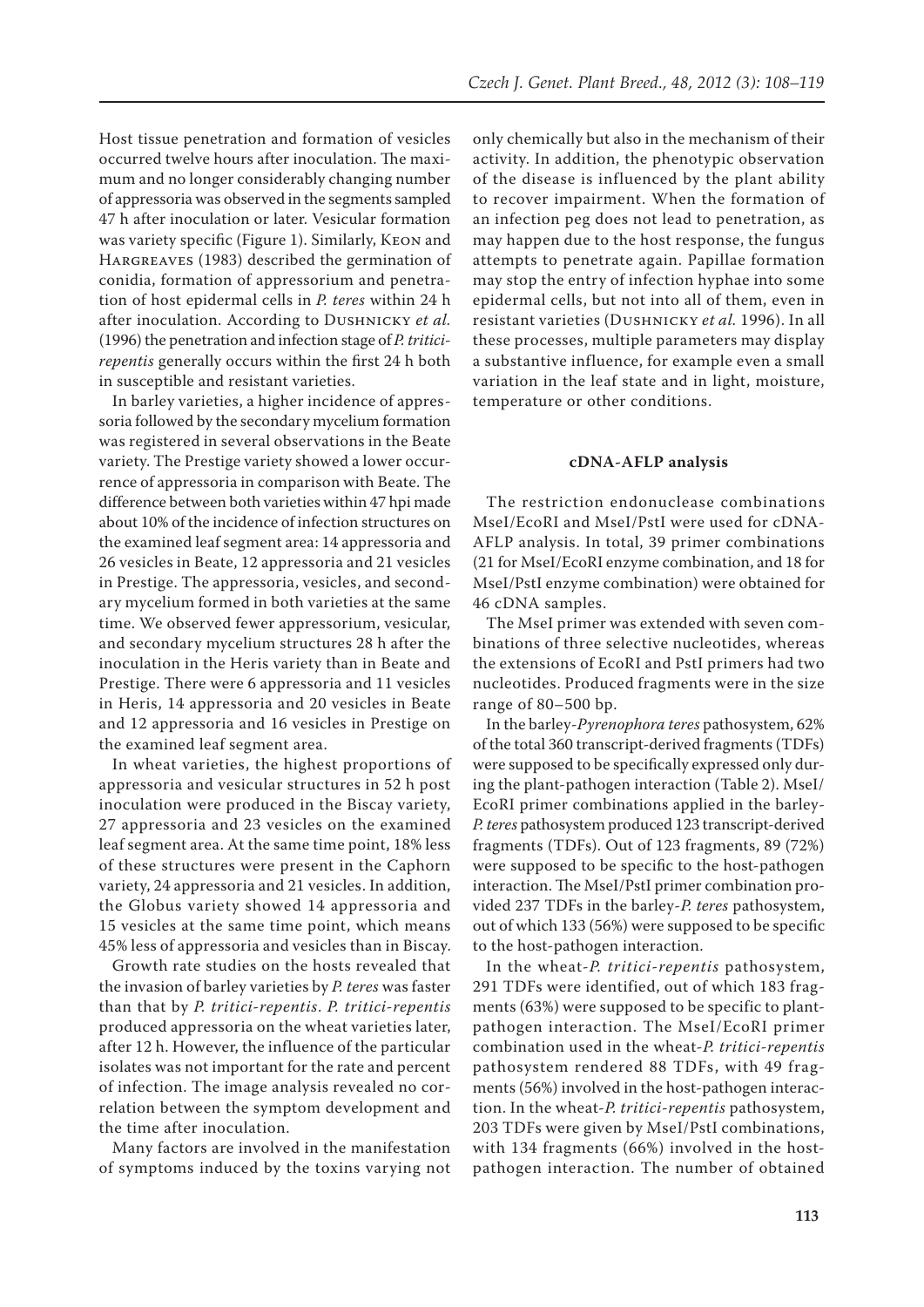Host tissue penetration and formation of vesicles occurred twelve hours after inoculation. The maximum and no longer considerably changing number of appressoria was observed in the segments sampled 47 h after inoculation or later. Vesicular formation was variety specific (Figure 1). Similarly, Keon and Hargreaves (1983) described the germination of conidia, formation of appressorium and penetration of host epidermal cells in *P. teres* within 24 h after inoculation. According to Dushnicky *et al.* (1996) the penetration and infection stage of *P. tritici-repentis* generally occurs within the first 24 h both in susceptible and resistant varieties.

In barley varieties, a higher incidence of appressoria followed by the secondary mycelium formation was registered in several observations in the Beate variety. The Prestige variety showed a lower occurrence of appressoria in comparison with Beate. The difference between both varieties within 47 hpi made about 10% of the incidence of infection structures on the examined leaf segment area: 14 appressoria and 26 vesicles in Beate, 12 appressoria and 21 vesicles in Prestige. The appressoria, vesicles, and secondary mycelium formed in both varieties at the same time. We observed fewer appressorium, vesicular, and secondary mycelium structures 28 h after the inoculation in the Heris variety than in Beate and Prestige. There were 6 appressoria and 11 vesicles in Heris, 14 appressoria and 20 vesicles in Beate and 12 appressoria and 16 vesicles in Prestige on the examined leaf segment area.

In wheat varieties, the highest proportions of appressoria and vesicular structures in 52 h post inoculation were produced in the Biscay variety, 27 appressoria and 23 vesicles on the examined leaf segment area. At the same time point, 18% less of these structures were present in the Caphorn variety, 24 appressoria and 21 vesicles. In addition, the Globus variety showed 14 appressoria and 15 vesicles at the same time point, which means 45% less of appressoria and vesicles than in Biscay.

Growth rate studies on the hosts revealed that the invasion of barley varieties by *P. teres* was faster than that by *P. tritici-repentis*. *P. tritici-repentis* produced appressoria on the wheat varieties later, after 12 h. However, the influence of the particular isolates was not important for the rate and percent of infection. The image analysis revealed no correlation between the symptom development and the time after inoculation.

Many factors are involved in the manifestation of symptoms induced by the toxins varying not only chemically but also in the mechanism of their activity. In addition, the phenotypic observation of the disease is influenced by the plant ability to recover impairment. When the formation of an infection peg does not lead to penetration, as may happen due to the host response, the fungus attempts to penetrate again. Papillae formation may stop the entry of infection hyphae into some epidermal cells, but not into all of them, even in resistant varieties (Dushnicky *et al.* 1996). In all these processes, multiple parameters may display a substantive influence, for example even a small variation in the leaf state and in light, moisture, temperature or other conditions.

### cDNA-AFLP analysis

The restriction endonuclease combinations MseI/EcoRI and MseI/PstI were used for cDNA-AFLP analysis. In total, 39 primer combinations (21 for MseI/EcoRI enzyme combination, and 18 for MseI/PstI enzyme combination) were obtained for 46 cDNA samples.

The MseI primer was extended with seven combinations of three selective nucleotides, whereas the extensions of EcoRI and PstI primers had two nucleotides. Produced fragments were in the size range of 80–500 bp.

In the barley-*Pyrenophora teres* pathosystem, 62% of the total 360 transcript-derived fragments (TDFs) were supposed to be specifically expressed only during the plant-pathogen interaction (Table 2). MseI/EcoRI primer combinations applied in the barley-*P. teres* pathosystem produced 123 transcript-derived fragments (TDFs). Out of 123 fragments, 89 (72%) were supposed to be specific to the host-pathogen interaction. The MseI/PstI primer combination provided 237 TDFs in the barley-*P. teres* pathosystem, out of which 133 (56%) were supposed to be specific to the host-pathogen interaction.

In the wheat-*P. tritici-repentis* pathosystem, 291 TDFs were identified, out of which 183 fragments (63%) were supposed to be specific to plant-pathogen interaction. The MseI/EcoRI primer combination used in the wheat-*P. tritici-repentis* pathosystem rendered 88 TDFs, with 49 fragments (56%) involved in the host-pathogen interaction. In the wheat-*P. tritici-repentis* pathosystem, 203 TDFs were given by MseI/PstI combinations, with 134 fragments (66%) involved in the host-pathogen interaction. The number of obtained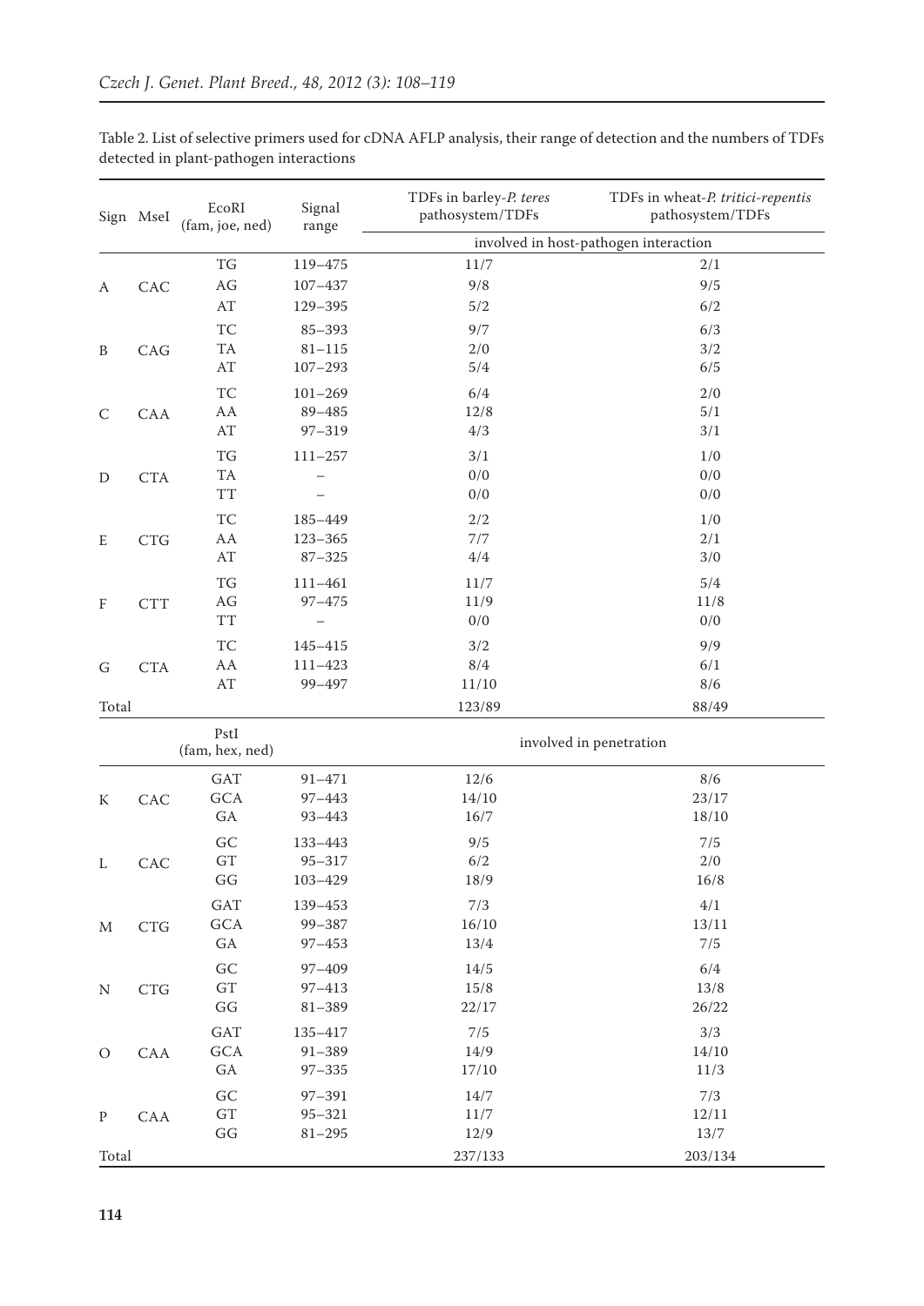Table 2. List of selective primers used for cDNA AFLP analysis, their range of detection and the numbers of TDFs detected in plant-pathogen interactions

| Sign | MseI | EcoRI (fam, joe, ned) | Signal range | TDFs in barley-*P. teres* pathosystem/TDFs | TDFs in wheat-*P. tritici-repentis* pathosystem/TDFs |
|---|---|---|---|---|---|
| | | | | involved in host-pathogen interaction | |
| A | CAC | TG | 119–475 | 11/7 | 2/1 |
| | | AG | 107–437 | 9/8 | 9/5 |
| | | AT | 129–395 | 5/2 | 6/2 |
| B | CAG | TC | 85–393 | 9/7 | 6/3 |
| | | TA | 81–115 | 2/0 | 3/2 |
| | | AT | 107–293 | 5/4 | 6/5 |
| C | CAA | TC | 101–269 | 6/4 | 2/0 |
| | | AA | 89–485 | 12/8 | 5/1 |
| | | AT | 97–319 | 4/3 | 3/1 |
| D | CTA | TG | 111–257 | 3/1 | 1/0 |
| | | TA | – | 0/0 | 0/0 |
| | | TT | – | 0/0 | 0/0 |
| E | CTG | TC | 185–449 | 2/2 | 1/0 |
| | | AA | 123–365 | 7/7 | 2/1 |
| | | AT | 87–325 | 4/4 | 3/0 |
| F | CTT | TG | 111–461 | 11/7 | 5/4 |
| | | AG | 97–475 | 11/9 | 11/8 |
| | | TT | – | 0/0 | 0/0 |
| G | CTA | TC | 145–415 | 3/2 | 9/9 |
| | | AA | 111–423 | 8/4 | 6/1 |
| | | AT | 99–497 | 11/10 | 8/6 |
| Total | | | | 123/89 | 88/49 |
| | | PstI (fam, hex, ned) | | involved in penetration | |
| K | CAC | GAT | 91–471 | 12/6 | 8/6 |
| | | GCA | 97–443 | 14/10 | 23/17 |
| | | GA | 93–443 | 16/7 | 18/10 |
| L | CAC | GC | 133–443 | 9/5 | 7/5 |
| | | GT | 95–317 | 6/2 | 2/0 |
| | | GG | 103–429 | 18/9 | 16/8 |
| M | CTG | GAT | 139–453 | 7/3 | 4/1 |
| | | GCA | 99–387 | 16/10 | 13/11 |
| | | GA | 97–453 | 13/4 | 7/5 |
| N | CTG | GC | 97–409 | 14/5 | 6/4 |
| | | GT | 97–413 | 15/8 | 13/8 |
| | | GG | 81–389 | 22/17 | 26/22 |
| O | CAA | GAT | 135–417 | 7/5 | 3/3 |
| | | GCA | 91–389 | 14/9 | 14/10 |
| | | GA | 97–335 | 17/10 | 11/3 |
| P | CAA | GC | 97–391 | 14/7 | 7/3 |
| | | GT | 95–321 | 11/7 | 12/11 |
| | | GG | 81–295 | 12/9 | 13/7 |
| Total | | | | 237/133 | 203/134 |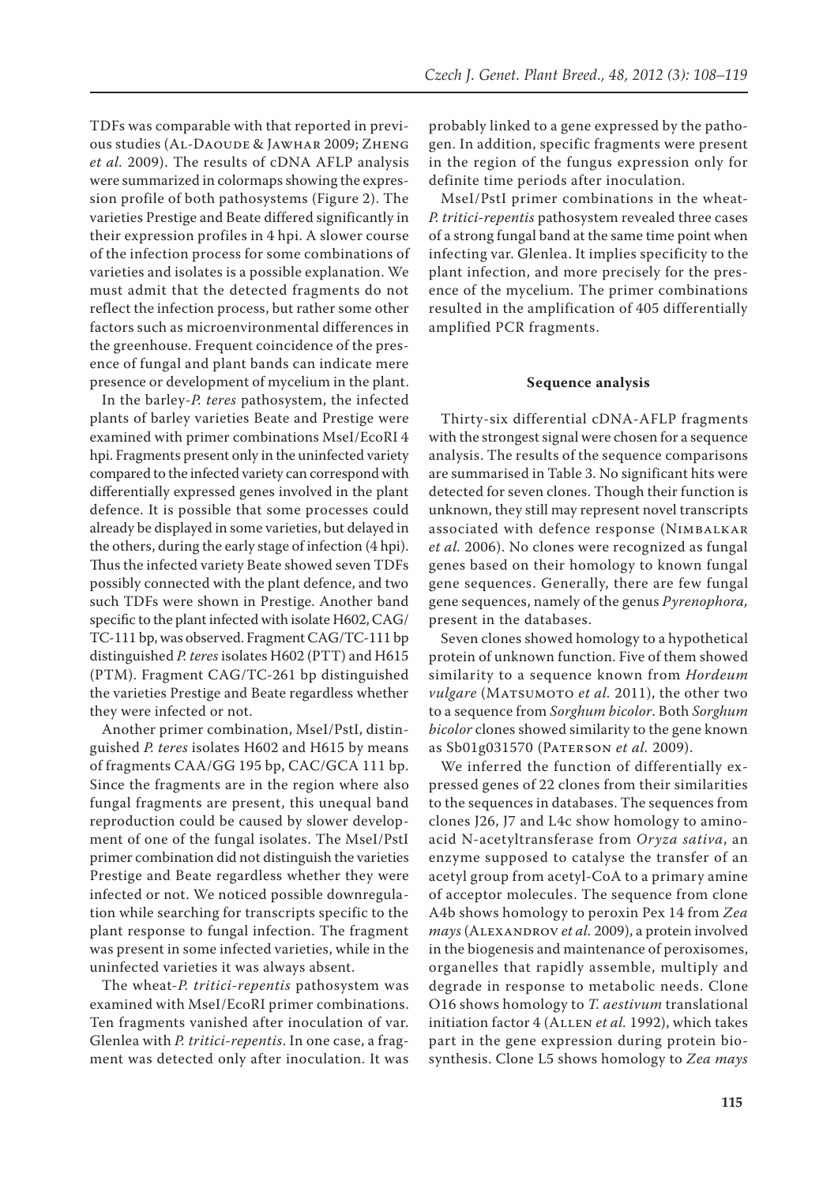TDFs was comparable with that reported in previous studies (Al-Daoude & Jawhar 2009; Zheng *et al.* 2009). The results of cDNA AFLP analysis were summarized in colormaps showing the expression profile of both pathosystems (Figure 2). The varieties Prestige and Beate differed significantly in their expression profiles in 4 hpi. A slower course of the infection process for some combinations of varieties and isolates is a possible explanation. We must admit that the detected fragments do not reflect the infection process, but rather some other factors such as microenvironmental differences in the greenhouse. Frequent coincidence of the presence of fungal and plant bands can indicate mere presence or development of mycelium in the plant.

In the barley-*P. teres* pathosystem, the infected plants of barley varieties Beate and Prestige were examined with primer combinations MseI/EcoRI 4 hpi. Fragments present only in the uninfected variety compared to the infected variety can correspond with differentially expressed genes involved in the plant defence. It is possible that some processes could already be displayed in some varieties, but delayed in the others, during the early stage of infection (4 hpi). Thus the infected variety Beate showed seven TDFs possibly connected with the plant defence, and two such TDFs were shown in Prestige. Another band specific to the plant infected with isolate H602, CAG/TC-111 bp, was observed. Fragment CAG/TC-111 bp distinguished *P. teres* isolates H602 (PTT) and H615 (PTM). Fragment CAG/TC-261 bp distinguished the varieties Prestige and Beate regardless whether they were infected or not.

Another primer combination, MseI/PstI, distinguished *P. teres* isolates H602 and H615 by means of fragments CAA/GG 195 bp, CAC/GCA 111 bp. Since the fragments are in the region where also fungal fragments are present, this unequal band reproduction could be caused by slower development of one of the fungal isolates. The MseI/PstI primer combination did not distinguish the varieties Prestige and Beate regardless whether they were infected or not. We noticed possible downregulation while searching for transcripts specific to the plant response to fungal infection. The fragment was present in some infected varieties, while in the uninfected varieties it was always absent.

The wheat-*P. tritici-repentis* pathosystem was examined with MseI/EcoRI primer combinations. Ten fragments vanished after inoculation of var. Glenlea with *P. tritici-repentis*. In one case, a fragment was detected only after inoculation. It was probably linked to a gene expressed by the pathogen. In addition, specific fragments were present in the region of the fungus expression only for definite time periods after inoculation.

MseI/PstI primer combinations in the wheat-*P. tritici-repentis* pathosystem revealed three cases of a strong fungal band at the same time point when infecting var. Glenlea. It implies specificity to the plant infection, and more precisely for the presence of the mycelium. The primer combinations resulted in the amplification of 405 differentially amplified PCR fragments.

### Sequence analysis

Thirty-six differential cDNA-AFLP fragments with the strongest signal were chosen for a sequence analysis. The results of the sequence comparisons are summarised in Table 3. No significant hits were detected for seven clones. Though their function is unknown, they still may represent novel transcripts associated with defence response (Nimbalkar *et al.* 2006). No clones were recognized as fungal genes based on their homology to known fungal gene sequences. Generally, there are few fungal gene sequences, namely of the genus *Pyrenophora,* present in the databases.

Seven clones showed homology to a hypothetical protein of unknown function. Five of them showed similarity to a sequence known from *Hordeum vulgare* (Matsumoto *et al.* 2011), the other two to a sequence from *Sorghum bicolor*. Both *Sorghum bicolor* clones showed similarity to the gene known as Sb01g031570 (Paterson *et al.* 2009).

We inferred the function of differentially expressed genes of 22 clones from their similarities to the sequences in databases. The sequences from clones J26, J7 and L4c show homology to aminoacid N-acetyltransferase from *Oryza sativa*, an enzyme supposed to catalyse the transfer of an acetyl group from acetyl-CoA to a primary amine of acceptor molecules. The sequence from clone A4b shows homology to peroxin Pex 14 from *Zea mays* (Alexandrov *et al.* 2009), a protein involved in the biogenesis and maintenance of peroxisomes, organelles that rapidly assemble, multiply and degrade in response to metabolic needs. Clone O16 shows homology to *T. aestivum* translational initiation factor 4 (Allen *et al.* 1992), which takes part in the gene expression during protein biosynthesis. Clone L5 shows homology to *Zea mays*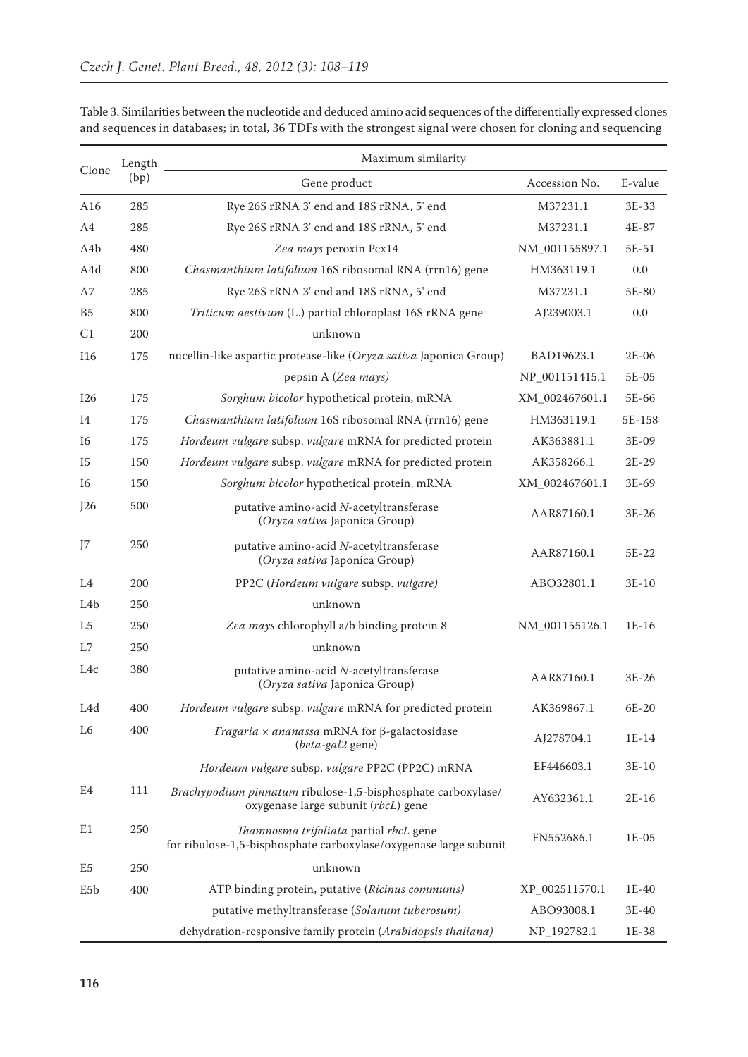Table 3. Similarities between the nucleotide and deduced amino acid sequences of the differentially expressed clones and sequences in databases; in total, 36 TDFs with the strongest signal were chosen for cloning and sequencing

| Clone | Length (bp) | Maximum similarity | | |
|---|---|---|---|---|
| | | Gene product | Accession No. | E-value |
| A16 | 285 | Rye 26S rRNA 3' end and 18S rRNA, 5' end | M37231.1 | 3E-33 |
| A4 | 285 | Rye 26S rRNA 3' end and 18S rRNA, 5' end | M37231.1 | 4E-87 |
| A4b | 480 | *Zea mays* peroxin Pex14 | NM_001155897.1 | 5E-51 |
| A4d | 800 | *Chasmanthium latifolium* 16S ribosomal RNA (rrn16) gene | HM363119.1 | 0.0 |
| A7 | 285 | Rye 26S rRNA 3' end and 18S rRNA, 5' end | M37231.1 | 5E-80 |
| B5 | 800 | *Triticum aestivum* (L.) partial chloroplast 16S rRNA gene | AJ239003.1 | 0.0 |
| C1 | 200 | unknown | | |
| I16 | 175 | nucellin-like aspartic protease-like (*Oryza sativa* Japonica Group) | BAD19623.1 | 2E-06 |
| | | pepsin A (*Zea mays)* | NP_001151415.1 | 5E-05 |
| I26 | 175 | *Sorghum bicolor* hypothetical protein, mRNA | XM_002467601.1 | 5E-66 |
| I4 | 175 | *Chasmanthium latifolium* 16S ribosomal RNA (rrn16) gene | HM363119.1 | 5E-158 |
| I6 | 175 | *Hordeum vulgare* subsp. *vulgare* mRNA for predicted protein | AK363881.1 | 3E-09 |
| I5 | 150 | *Hordeum vulgare* subsp. *vulgare* mRNA for predicted protein | AK358266.1 | 2E-29 |
| I6 | 150 | *Sorghum bicolor* hypothetical protein, mRNA | XM_002467601.1 | 3E-69 |
| J26 | 500 | putative amino-acid *N*-acetyltransferase (*Oryza sativa* Japonica Group) | AAR87160.1 | 3E-26 |
| J7 | 250 | putative amino-acid *N*-acetyltransferase (*Oryza sativa* Japonica Group) | AAR87160.1 | 5E-22 |
| L4 | 200 | PP2C (*Hordeum vulgare* subsp. *vulgare)* | ABO32801.1 | 3E-10 |
| L4b | 250 | unknown | | |
| L5 | 250 | *Zea mays* chlorophyll a/b binding protein 8 | NM_001155126.1 | 1E-16 |
| L7 | 250 | unknown | | |
| L4c | 380 | putative amino-acid *N*-acetyltransferase (*Oryza sativa* Japonica Group) | AAR87160.1 | 3E-26 |
| L4d | 400 | *Hordeum vulgare* subsp. *vulgare* mRNA for predicted protein | AK369867.1 | 6E-20 |
| L6 | 400 | *Fragaria × ananassa* mRNA for β-galactosidase (*beta-gal2* gene) | AJ278704.1 | 1E-14 |
| | | *Hordeum vulgare* subsp. *vulgare* PP2C (PP2C) mRNA | EF446603.1 | 3E-10 |
| E4 | 111 | *Brachypodium pinnatum* ribulose-1,5-bisphosphate carboxylase/oxygenase large subunit (*rbcL*) gene | AY632361.1 | 2E-16 |
| E1 | 250 | *Thamnosma trifoliata* partial *rbcL* gene for ribulose-1,5-bisphosphate carboxylase/oxygenase large subunit | FN552686.1 | 1E-05 |
| E5 | 250 | unknown | | |
| E5b | 400 | ATP binding protein, putative (*Ricinus communis)* | XP_002511570.1 | 1E-40 |
| | | putative methyltransferase (*Solanum tuberosum)* | ABO93008.1 | 3E-40 |
| | | dehydration-responsive family protein (*Arabidopsis thaliana)* | NP_192782.1 | 1E-38 |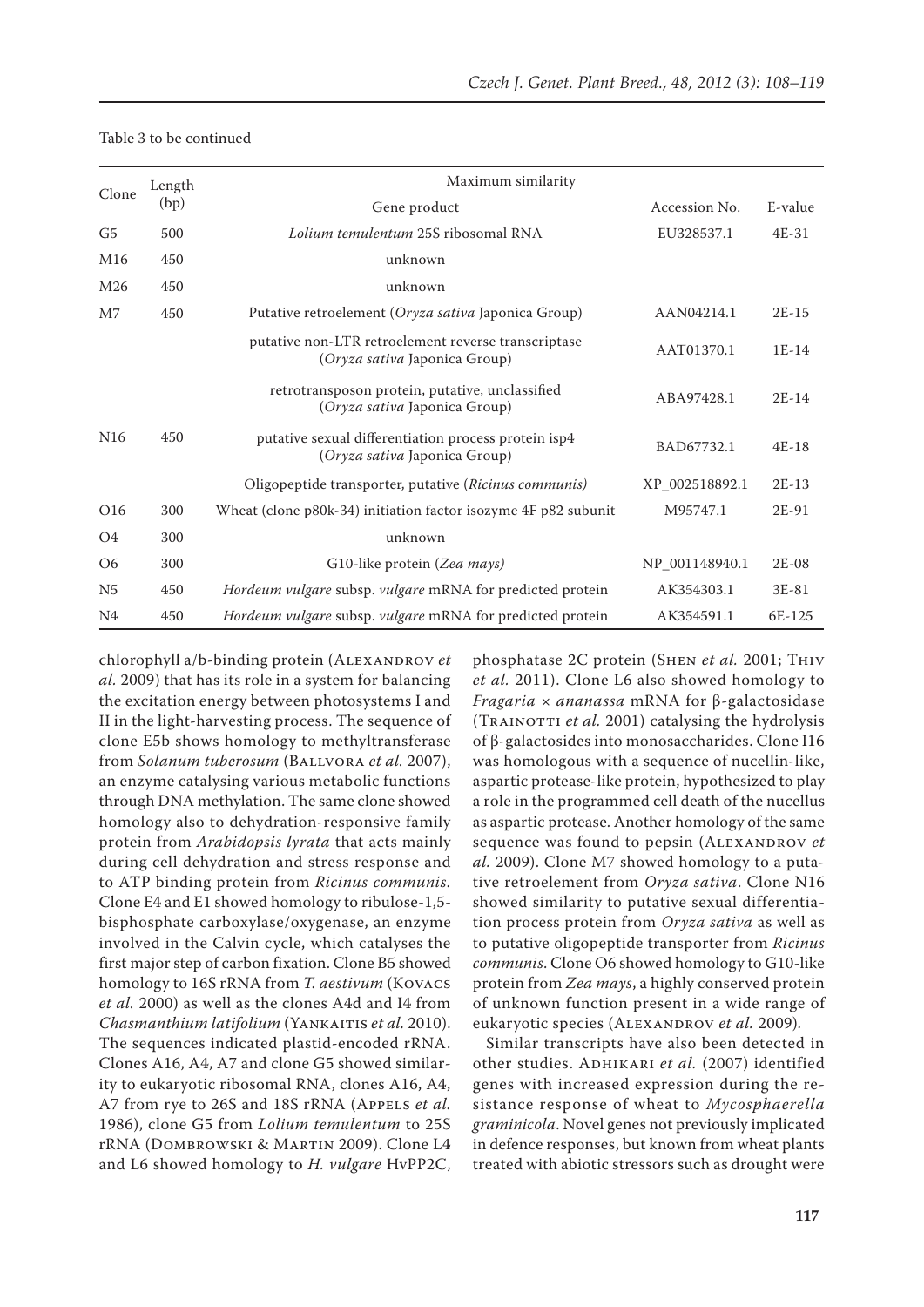Table 3 to be continued

| Clone | Length (bp) | Maximum similarity | | |
|---|---|---|---|---|
| | | Gene product | Accession No. | E-value |
| G5 | 500 | *Lolium temulentum* 25S ribosomal RNA | EU328537.1 | 4E-31 |
| M16 | 450 | unknown | | |
| M26 | 450 | unknown | | |
| M7 | 450 | Putative retroelement (*Oryza sativa* Japonica Group) | AAN04214.1 | 2E-15 |
| | | putative non-LTR retroelement reverse transcriptase (*Oryza sativa* Japonica Group) | AAT01370.1 | 1E-14 |
| | | retrotransposon protein, putative, unclassified (*Oryza sativa* Japonica Group) | ABA97428.1 | 2E-14 |
| N16 | 450 | putative sexual differentiation process protein isp4 (*Oryza sativa* Japonica Group) | BAD67732.1 | 4E-18 |
| | | Oligopeptide transporter, putative (*Ricinus communis*) | XP_002518892.1 | 2E-13 |
| O16 | 300 | Wheat (clone p80k-34) initiation factor isozyme 4F p82 subunit | M95747.1 | 2E-91 |
| O4 | 300 | unknown | | |
| O6 | 300 | G10-like protein (*Zea mays*) | NP_001148940.1 | 2E-08 |
| N5 | 450 | *Hordeum vulgare* subsp. *vulgare* mRNA for predicted protein | AK354303.1 | 3E-81 |
| N4 | 450 | *Hordeum vulgare* subsp. *vulgare* mRNA for predicted protein | AK354591.1 | 6E-125 |

chlorophyll a/b-binding protein (Alexandrov *et al.* 2009) that has its role in a system for balancing the excitation energy between photosystems I and II in the light-harvesting process. The sequence of clone E5b shows homology to methyltransferase from *Solanum tuberosum* (Ballvora *et al.* 2007), an enzyme catalysing various metabolic functions through DNA methylation. The same clone showed homology also to dehydration-responsive family protein from *Arabidopsis lyrata* that acts mainly during cell dehydration and stress response and to ATP binding protein from *Ricinus communis.* Clone E4 and E1 showed homology to ribulose-1,5-bisphosphate carboxylase/oxygenase, an enzyme involved in the Calvin cycle, which catalyses the first major step of carbon fixation. Clone B5 showed homology to 16S rRNA from *T. aestivum* (Kovacs *et al.* 2000) as well as the clones A4d and I4 from *Chasmanthium latifolium* (Yankaitis *et al.* 2010). The sequences indicated plastid-encoded rRNA. Clones A16, A4, A7 and clone G5 showed similarity to eukaryotic ribosomal RNA, clones A16, A4, A7 from rye to 26S and 18S rRNA (Appels *et al.* 1986), clone G5 from *Lolium temulentum* to 25S rRNA (Dombrowski & Martin 2009). Clone L4 and L6 showed homology to *H. vulgare* HvPP2C, phosphatase 2C protein (Shen *et al.* 2001; Thiv *et al.* 2011). Clone L6 also showed homology to *Fragaria* × *ananassa* mRNA for β-galactosidase (Trainotti *et al.* 2001) catalysing the hydrolysis of β-galactosides into monosaccharides. Clone I16 was homologous with a sequence of nucellin-like, aspartic protease-like protein, hypothesized to play a role in the programmed cell death of the nucellus as aspartic protease. Another homology of the same sequence was found to pepsin (Alexandrov *et al.* 2009). Clone M7 showed homology to a putative retroelement from *Oryza sativa*. Clone N16 showed similarity to putative sexual differentiation process protein from *Oryza sativa* as well as to putative oligopeptide transporter from *Ricinus communis*. Clone O6 showed homology to G10-like protein from *Zea mays*, a highly conserved protein of unknown function present in a wide range of eukaryotic species (Alexandrov *et al.* 2009).

Similar transcripts have also been detected in other studies. Adhikari *et al.* (2007) identified genes with increased expression during the resistance response of wheat to *Mycosphaerella graminicola*. Novel genes not previously implicated in defence responses, but known from wheat plants treated with abiotic stressors such as drought were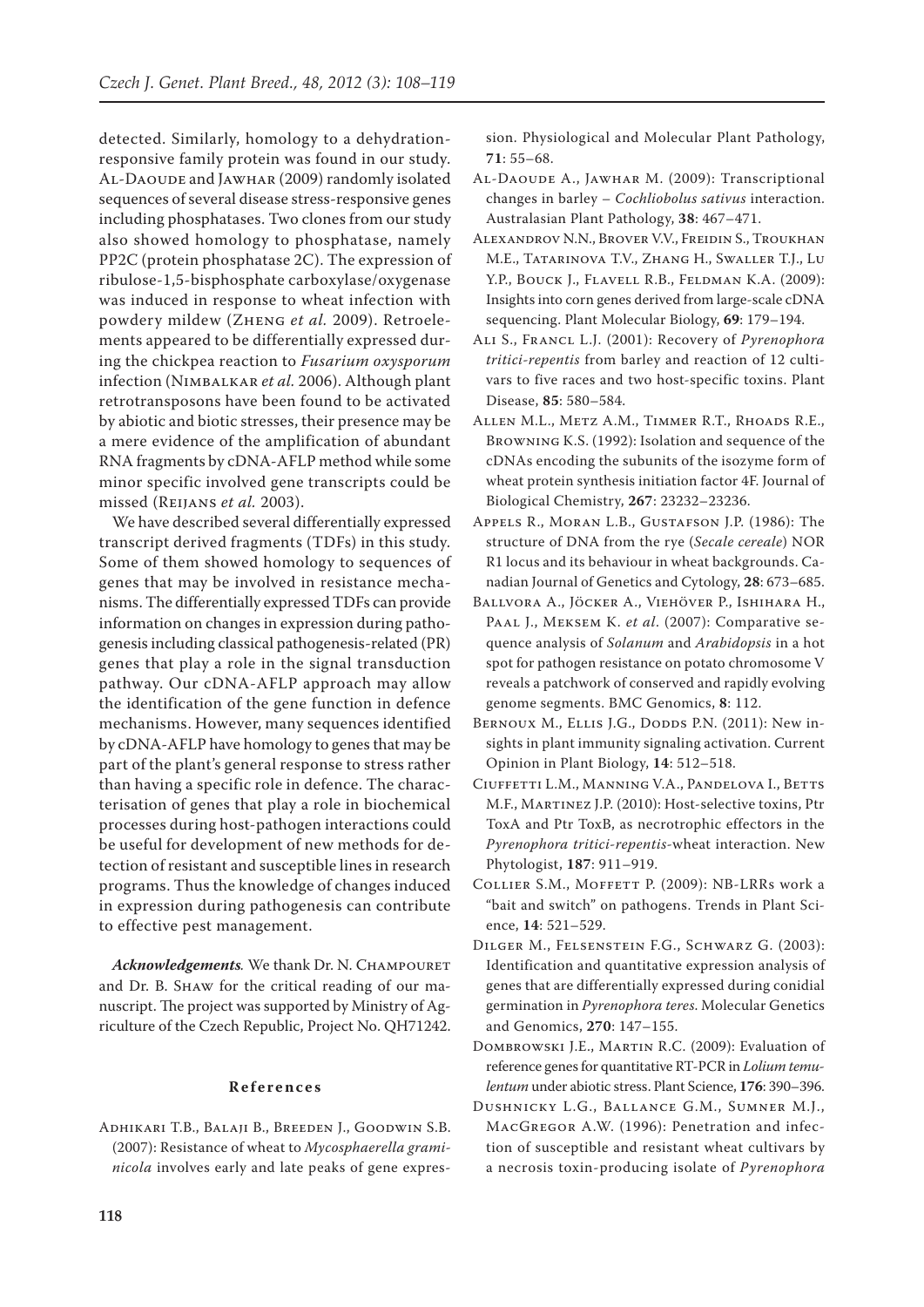detected. Similarly, homology to a dehydration-responsive family protein was found in our study. Al-Daoude and Jawhar (2009) randomly isolated sequences of several disease stress-responsive genes including phosphatases. Two clones from our study also showed homology to phosphatase, namely PP2C (protein phosphatase 2C). The expression of ribulose-1,5-bisphosphate carboxylase/oxygenase was induced in response to wheat infection with powdery mildew (Zheng *et al.* 2009). Retroelements appeared to be differentially expressed during the chickpea reaction to *Fusarium oxysporum* infection (Nimbalkar *et al.* 2006). Although plant retrotransposons have been found to be activated by abiotic and biotic stresses, their presence may be a mere evidence of the amplification of abundant RNA fragments by cDNA-AFLP method while some minor specific involved gene transcripts could be missed (Reijans *et al.* 2003).

We have described several differentially expressed transcript derived fragments (TDFs) in this study. Some of them showed homology to sequences of genes that may be involved in resistance mechanisms. The differentially expressed TDFs can provide information on changes in expression during pathogenesis including classical pathogenesis-related (PR) genes that play a role in the signal transduction pathway. Our cDNA-AFLP approach may allow the identification of the gene function in defence mechanisms. However, many sequences identified by cDNA-AFLP have homology to genes that may be part of the plant's general response to stress rather than having a specific role in defence. The characterisation of genes that play a role in biochemical processes during host-pathogen interactions could be useful for development of new methods for detection of resistant and susceptible lines in research programs. Thus the knowledge of changes induced in expression during pathogenesis can contribute to effective pest management.

***Acknowledgements****.* We thank Dr. N. Champouret and Dr. B. Shaw for the critical reading of our manuscript. The project was supported by Ministry of Agriculture of the Czech Republic, Project No. QH71242.

## References

Adhikari T.B., Balaji B., Breeden J., Goodwin S.B. (2007): Resistance of wheat to *Mycosphaerella graminicola* involves early and late peaks of gene expression. Physiological and Molecular Plant Pathology, **71**: 55–68.

Al-Daoude A., Jawhar M. (2009): Transcriptional changes in barley – *Cochliobolus sativus* interaction. Australasian Plant Pathology, **38**: 467–471.

Alexandrov N.N., Brover V.V., Freidin S., Troukhan M.E., Tatarinova T.V., Zhang H., Swaller T.J., Lu Y.P., Bouck J., Flavell R.B., Feldman K.A. (2009): Insights into corn genes derived from large-scale cDNA sequencing. Plant Molecular Biology, **69**: 179–194.

Ali S., Francl L.J. (2001): Recovery of *Pyrenophora tritici-repentis* from barley and reaction of 12 cultivars to five races and two host-specific toxins. Plant Disease, **85**: 580–584.

Allen M.L., Metz A.M., Timmer R.T., Rhoads R.E., Browning K.S. (1992): Isolation and sequence of the cDNAs encoding the subunits of the isozyme form of wheat protein synthesis initiation factor 4F. Journal of Biological Chemistry, **267**: 23232–23236.

Appels R., Moran L.B., Gustafson J.P. (1986): The structure of DNA from the rye (*Secale cereale*) NOR R1 locus and its behaviour in wheat backgrounds. Canadian Journal of Genetics and Cytology, **28**: 673–685.

Ballvora A., Jöcker A., Viehöver P., Ishihara H., Paal J., Meksem K. *et al*. (2007): Comparative sequence analysis of *Solanum* and *Arabidopsis* in a hot spot for pathogen resistance on potato chromosome V reveals a patchwork of conserved and rapidly evolving genome segments. BMC Genomics, **8**: 112.

Bernoux M., Ellis J.G., Dodds P.N. (2011): New insights in plant immunity signaling activation. Current Opinion in Plant Biology, **14**: 512–518.

Ciuffetti L.M., Manning V.A., Pandelova I., Betts M.F., Martinez J.P. (2010): Host-selective toxins, Ptr ToxA and Ptr ToxB, as necrotrophic effectors in the *Pyrenophora tritici-repentis*-wheat interaction. New Phytologist, **187**: 911–919.

Collier S.M., Moffett P. (2009): NB-LRRs work a "bait and switch" on pathogens. Trends in Plant Science, **14**: 521–529.

Dilger M., Felsenstein F.G., Schwarz G. (2003): Identification and quantitative expression analysis of genes that are differentially expressed during conidial germination in *Pyrenophora teres*. Molecular Genetics and Genomics, **270**: 147–155.

Dombrowski J.E., Martin R.C. (2009): Evaluation of reference genes for quantitative RT-PCR in *Lolium temulentum* under abiotic stress. Plant Science, **176**: 390–396.

Dushnicky L.G., Ballance G.M., Sumner M.J., MacGregor A.W. (1996): Penetration and infection of susceptible and resistant wheat cultivars by a necrosis toxin-producing isolate of *Pyrenophora*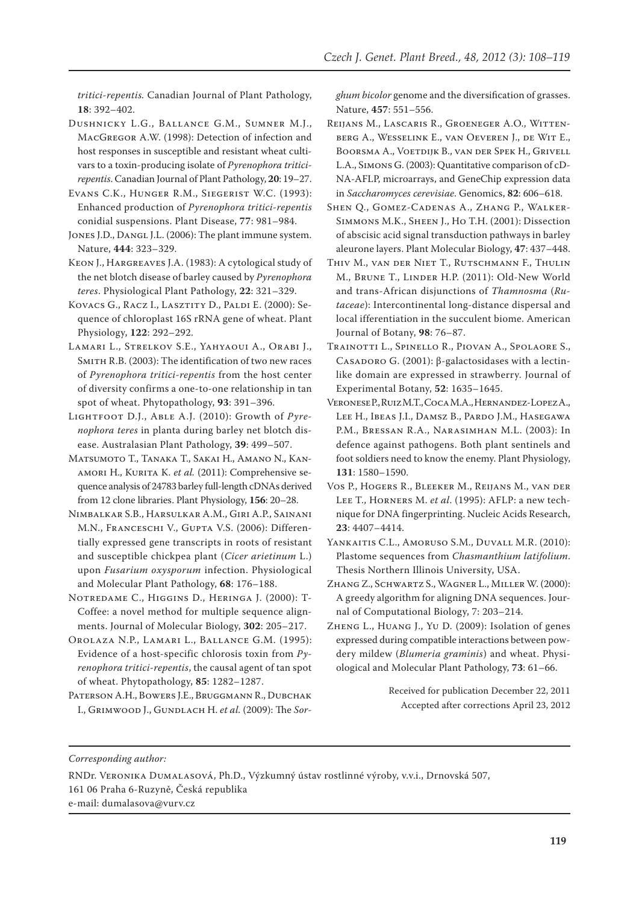*tritici-repentis.* Canadian Journal of Plant Pathology, **18**: 392–402.

Dushnicky L.G., Ballance G.M., Sumner M.J., MacGregor A.W. (1998): Detection of infection and host responses in susceptible and resistant wheat cultivars to a toxin-producing isolate of *Pyrenophora tritici-repentis*. Canadian Journal of Plant Pathology, **20**: 19–27.

Evans C.K., Hunger R.M., Siegerist W.C. (1993): Enhanced production of *Pyrenophora tritici-repentis* conidial suspensions. Plant Disease, **77**: 981–984.

Jones J.D., Dangl J.L. (2006): The plant immune system. Nature, **444**: 323–329.

Keon J., Hargreaves J.A. (1983): A cytological study of the net blotch disease of barley caused by *Pyrenophora teres*. Physiological Plant Pathology, **22**: 321–329.

Kovacs G., Racz I., Lasztity D., Paldi E. (2000): Sequence of chloroplast 16S rRNA gene of wheat. Plant Physiology, **122**: 292–292.

Lamari L., Strelkov S.E., Yahyaoui A., Orabi J., Smith R.B. (2003): The identification of two new races of *Pyrenophora tritici-repentis* from the host center of diversity confirms a one-to-one relationship in tan spot of wheat. Phytopathology, **93**: 391–396.

Lightfoot D.J., Able A.J. (2010): Growth of *Pyrenophora teres* in planta during barley net blotch disease. Australasian Plant Pathology, **39**: 499–507.

Matsumoto T., Tanaka T., Sakai H., Amano N., Kanamori H., Kurita K. *et al.* (2011): Comprehensive sequence analysis of 24783 barley full-length cDNAs derived from 12 clone libraries. Plant Physiology, **156**: 20–28.

Nimbalkar S.B., Harsulkar A.M., Giri A.P., Sainani M.N., Franceschi V., Gupta V.S. (2006): Differentially expressed gene transcripts in roots of resistant and susceptible chickpea plant (*Cicer arietinum* L.) upon *Fusarium oxysporum* infection. Physiological and Molecular Plant Pathology, **68**: 176–188.

Notredame C., Higgins D., Heringa J. (2000): T-Coffee: a novel method for multiple sequence alignments. Journal of Molecular Biology, **302**: 205–217.

Orolaza N.P., Lamari L., Ballance G.M. (1995): Evidence of a host-specific chlorosis toxin from *Pyrenophora tritici-repentis*, the causal agent of tan spot of wheat. Phytopathology, **85**: 1282–1287.

Paterson A.H., Bowers J.E., Bruggmann R., Dubchak I., Grimwood J., Gundlach H. *et al.* (2009): The *Sorghum bicolor* genome and the diversification of grasses. Nature, **457**: 551–556.

Reijans M., Lascaris R., Groeneger A.O., Wittenberg A., Wesselink E., van Oeveren J., de Wit E., Boorsma A., Voetdijk B., van der Spek H., Grivell L.A., Simons G. (2003): Quantitative comparison of cDNA-AFLP, microarrays, and GeneChip expression data in *Saccharomyces cerevisiae*. Genomics, **82**: 606–618.

Shen Q., Gomez-Cadenas A., Zhang P., Walker-Simmons M.K., Sheen J., Ho T.H. (2001): Dissection of abscisic acid signal transduction pathways in barley aleurone layers. Plant Molecular Biology, **47**: 437–448.

Thiv M., van der Niet T., Rutschmann F., Thulin M., Brune T., Linder H.P. (2011): Old-New World and trans-African disjunctions of *Thamnosma* (*Rutaceae*): Intercontinental long-distance dispersal and local ifferentiation in the succulent biome. American Journal of Botany, **98**: 76–87.

Trainotti L., Spinello R., Piovan A., Spolaore S., Casadoro G. (2001): β-galactosidases with a lectin-like domain are expressed in strawberry. Journal of Experimental Botany, **52**: 1635–1645.

Veronese P., Ruiz M.T., Coca M.A., Hernandez-Lopez A., Lee H., Ibeas J.I., Damsz B., Pardo J.M., Hasegawa P.M., Bressan R.A., Narasimhan M.L. (2003): In defence against pathogens. Both plant sentinels and foot soldiers need to know the enemy. Plant Physiology, **131**: 1580–1590.

Vos P., Hogers R., Bleeker M., Reijans M., van der Lee T., Horners M. *et al*. (1995): AFLP: a new technique for DNA fingerprinting. Nucleic Acids Research, **23**: 4407–4414.

Yankaitis C.L., Amoruso S.M., Duvall M.R. (2010): Plastome sequences from *Chasmanthium latifolium*. Thesis Northern Illinois University, USA.

Zhang Z., Schwartz S., Wagner L., Miller W. (2000): A greedy algorithm for aligning DNA sequences. Journal of Computational Biology, 7: 203–214.

Zheng L., Huang J., Yu D. (2009): Isolation of genes expressed during compatible interactions between powdery mildew (*Blumeria graminis*) and wheat. Physiological and Molecular Plant Pathology, **73**: 61–66.

Received for publication December 22, 2011
Accepted after corrections April 23, 2012

*Corresponding author:*

RNDr. Veronika Dumalasová, Ph.D., Výzkumný ústav rostlinné výroby, v.v.i., Drnovská 507, 161 06 Praha 6-Ruzyně, Česká republika
e-mail: dumalasova@vurv.cz